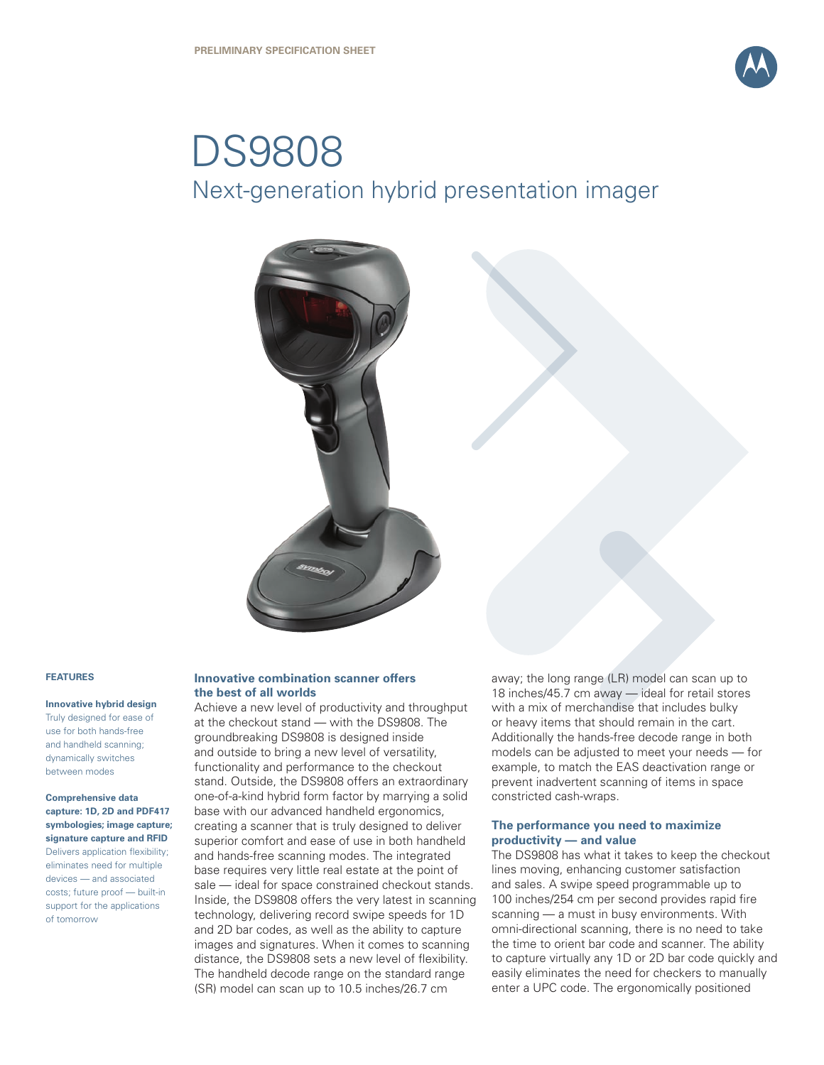PRELIMINARY SPECIFICATION SHEET

# DS9808

## Next-generation hybrid presentation imager

### FEATURES

**Innovative hybrid design**
Truly designed for ease of use for both hands-free and handheld scanning; dynamically switches between modes

**Comprehensive data capture: 1D, 2D and PDF417 symbologies; image capture; signature capture and RFID**
Delivers application flexibility; eliminates need for multiple devices — and associated costs; future proof — built-in support for the applications of tomorrow

### Innovative combination scanner offers the best of all worlds

Achieve a new level of productivity and throughput at the checkout stand — with the DS9808. The groundbreaking DS9808 is designed inside and outside to bring a new level of versatility, functionality and performance to the checkout stand. Outside, the DS9808 offers an extraordinary one-of-a-kind hybrid form factor by marrying a solid base with our advanced handheld ergonomics, creating a scanner that is truly designed to deliver superior comfort and ease of use in both handheld and hands-free scanning modes. The integrated base requires very little real estate at the point of sale — ideal for space constrained checkout stands. Inside, the DS9808 offers the very latest in scanning technology, delivering record swipe speeds for 1D and 2D bar codes, as well as the ability to capture images and signatures. When it comes to scanning distance, the DS9808 sets a new level of flexibility. The handheld decode range on the standard range (SR) model can scan up to 10.5 inches/26.7 cm away; the long range (LR) model can scan up to 18 inches/45.7 cm away — ideal for retail stores with a mix of merchandise that includes bulky or heavy items that should remain in the cart. Additionally the hands-free decode range in both models can be adjusted to meet your needs — for example, to match the EAS deactivation range or prevent inadvertent scanning of items in space constricted cash-wraps.

### The performance you need to maximize productivity — and value

The DS9808 has what it takes to keep the checkout lines moving, enhancing customer satisfaction and sales. A swipe speed programmable up to 100 inches/254 cm per second provides rapid fire scanning — a must in busy environments. With omni-directional scanning, there is no need to take the time to orient bar code and scanner. The ability to capture virtually any 1D or 2D bar code quickly and easily eliminates the need for checkers to manually enter a UPC code. The ergonomically positioned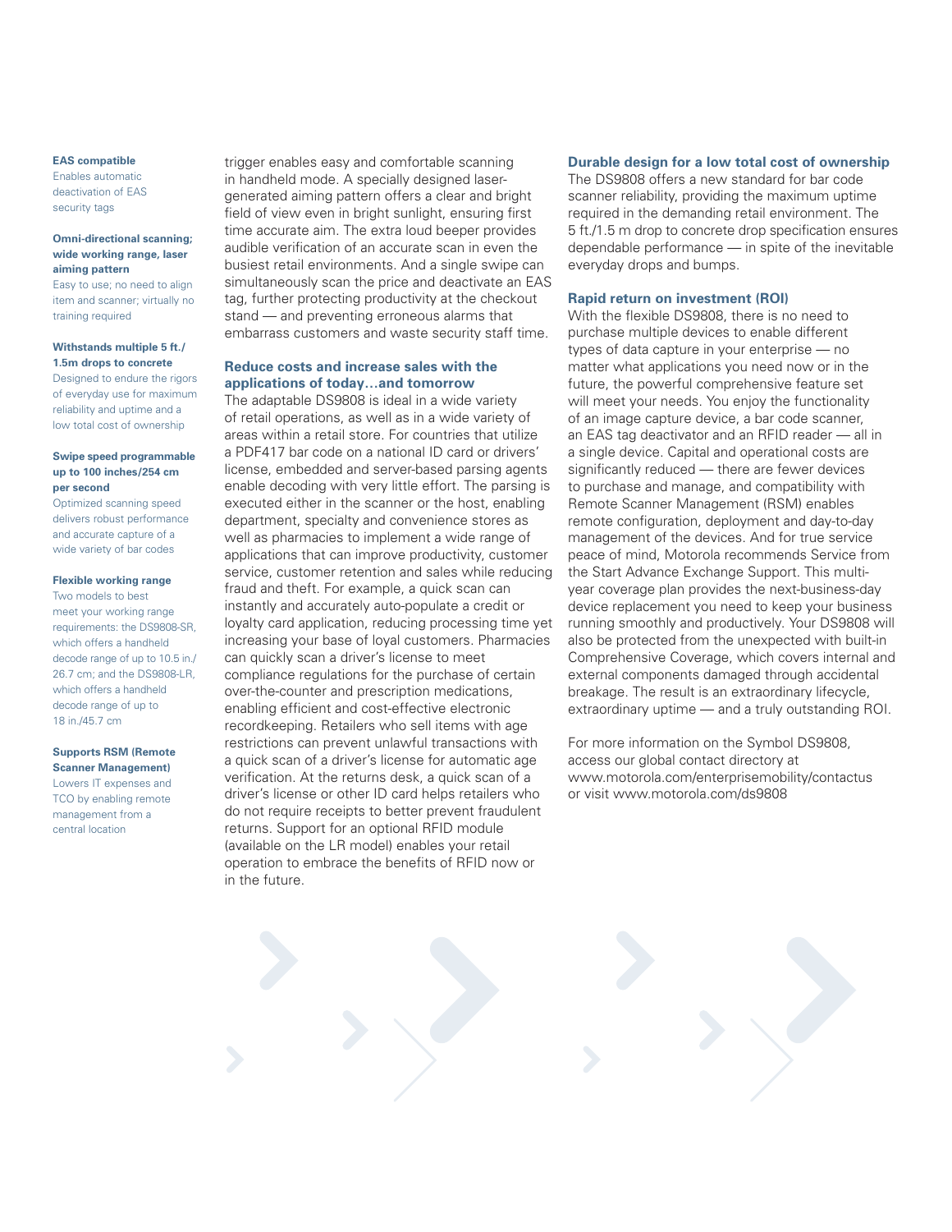**EAS compatible**
Enables automatic deactivation of EAS security tags

**Omni-directional scanning; wide working range, laser aiming pattern**
Easy to use; no need to align item and scanner; virtually no training required

**Withstands multiple 5 ft./ 1.5m drops to concrete**
Designed to endure the rigors of everyday use for maximum reliability and uptime and a low total cost of ownership

**Swipe speed programmable up to 100 inches/254 cm per second**
Optimized scanning speed delivers robust performance and accurate capture of a wide variety of bar codes

**Flexible working range**
Two models to best meet your working range requirements: the DS9808-SR, which offers a handheld decode range of up to 10.5 in./ 26.7 cm; and the DS9808-LR, which offers a handheld decode range of up to 18 in./45.7 cm

**Supports RSM (Remote Scanner Management)**
Lowers IT expenses and TCO by enabling remote management from a central location

trigger enables easy and comfortable scanning in handheld mode. A specially designed laser-generated aiming pattern offers a clear and bright field of view even in bright sunlight, ensuring first time accurate aim. The extra loud beeper provides audible verification of an accurate scan in even the busiest retail environments. And a single swipe can simultaneously scan the price and deactivate an EAS tag, further protecting productivity at the checkout stand — and preventing erroneous alarms that embarrass customers and waste security staff time.

## Reduce costs and increase sales with the applications of today…and tomorrow

The adaptable DS9808 is ideal in a wide variety of retail operations, as well as in a wide variety of areas within a retail store. For countries that utilize a PDF417 bar code on a national ID card or drivers' license, embedded and server-based parsing agents enable decoding with very little effort. The parsing is executed either in the scanner or the host, enabling department, specialty and convenience stores as well as pharmacies to implement a wide range of applications that can improve productivity, customer service, customer retention and sales while reducing fraud and theft. For example, a quick scan can instantly and accurately auto-populate a credit or loyalty card application, reducing processing time yet increasing your base of loyal customers. Pharmacies can quickly scan a driver's license to meet compliance regulations for the purchase of certain over-the-counter and prescription medications, enabling efficient and cost-effective electronic recordkeeping. Retailers who sell items with age restrictions can prevent unlawful transactions with a quick scan of a driver's license for automatic age verification. At the returns desk, a quick scan of a driver's license or other ID card helps retailers who do not require receipts to better prevent fraudulent returns. Support for an optional RFID module (available on the LR model) enables your retail operation to embrace the benefits of RFID now or in the future.

## Durable design for a low total cost of ownership

The DS9808 offers a new standard for bar code scanner reliability, providing the maximum uptime required in the demanding retail environment. The 5 ft./1.5 m drop to concrete drop specification ensures dependable performance — in spite of the inevitable everyday drops and bumps.

## Rapid return on investment (ROI)

With the flexible DS9808, there is no need to purchase multiple devices to enable different types of data capture in your enterprise — no matter what applications you need now or in the future, the powerful comprehensive feature set will meet your needs. You enjoy the functionality of an image capture device, a bar code scanner, an EAS tag deactivator and an RFID reader — all in a single device. Capital and operational costs are significantly reduced — there are fewer devices to purchase and manage, and compatibility with Remote Scanner Management (RSM) enables remote configuration, deployment and day-to-day management of the devices. And for true service peace of mind, Motorola recommends Service from the Start Advance Exchange Support. This multi-year coverage plan provides the next-business-day device replacement you need to keep your business running smoothly and productively. Your DS9808 will also be protected from the unexpected with built-in Comprehensive Coverage, which covers internal and external components damaged through accidental breakage. The result is an extraordinary lifecycle, extraordinary uptime — and a truly outstanding ROI.

For more information on the Symbol DS9808, access our global contact directory at www.motorola.com/enterprisemobility/contactus or visit www.motorola.com/ds9808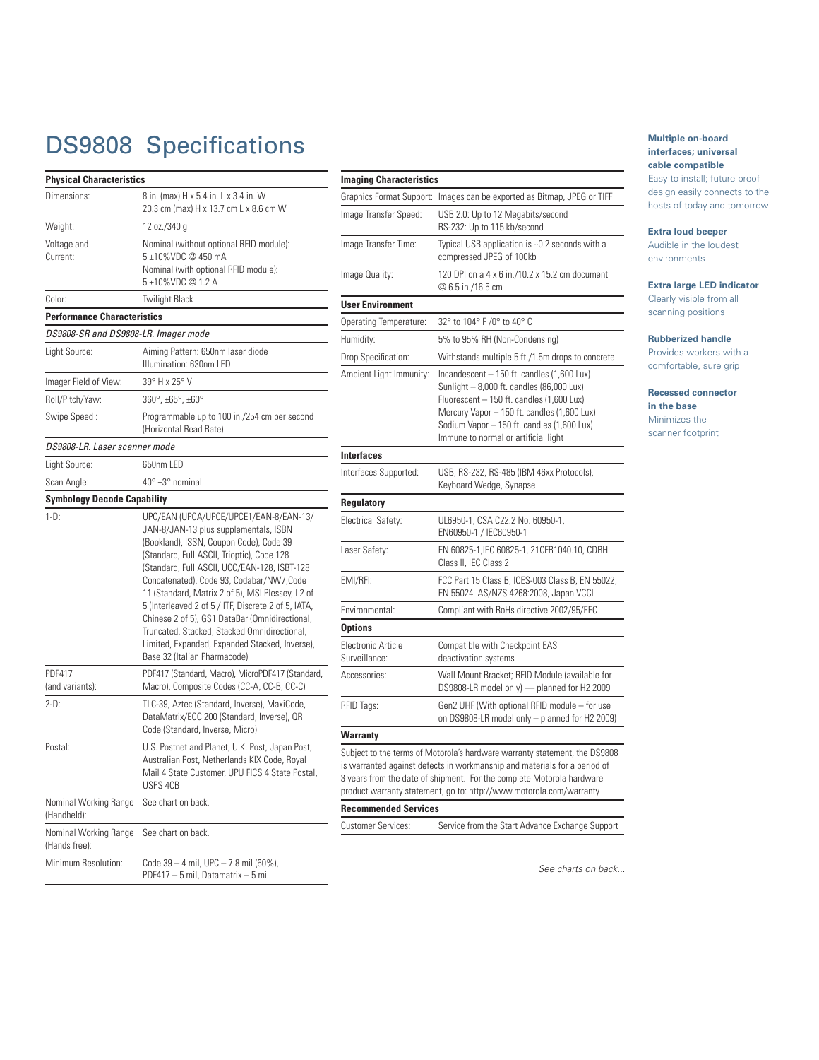# DS9808 Specifications

| **Physical Characteristics** | |
|---|---|
| Dimensions: | 8 in. (max) H x 5.4 in. L x 3.4 in. W<br>20.3 cm (max) H x 13.7 cm L x 8.6 cm W |
| Weight: | 12 oz./340 g |
| Voltage and Current: | Nominal (without optional RFID module):<br>5 ±10%VDC @ 450 mA<br>Nominal (with optional RFID module):<br>5 ±10%VDC @ 1.2 A |
| Color: | Twilight Black |

| **Performance Characteristics** | |
|---|---|
| *DS9808-SR and DS9808-LR. Imager mode* | |
| Light Source: | Aiming Pattern: 650nm laser diode<br>Illumination: 630nm LED |
| Imager Field of View: | 39° H x 25° V |
| Roll/Pitch/Yaw: | 360°, ±65°, ±60° |
| Swipe Speed : | Programmable up to 100 in./254 cm per second (Horizontal Read Rate) |
| *DS9808-LR. Laser scanner mode* | |
| Light Source: | 650nm LED |
| Scan Angle: | 40° ±3° nominal |

| **Symbology Decode Capability** | |
|---|---|
| 1-D: | UPC/EAN (UPCA/UPCE/UPCE1/EAN-8/EAN-13/JAN-8/JAN-13 plus supplementals, ISBN (Bookland), ISSN, Coupon Code), Code 39 (Standard, Full ASCII, Trioptic), Code 128 (Standard, Full ASCII, UCC/EAN-128, ISBT-128 Concatenated), Code 93, Codabar/NW7,Code 11 (Standard, Matrix 2 of 5), MSI Plessey, I 2 of 5 (Interleaved 2 of 5 / ITF, Discrete 2 of 5, IATA, Chinese 2 of 5), GS1 DataBar (Omnidirectional, Truncated, Stacked, Stacked Omnidirectional, Limited, Expanded, Expanded Stacked, Inverse), Base 32 (Italian Pharmacode) |
| PDF417 (and variants): | PDF417 (Standard, Macro), MicroPDF417 (Standard, Macro), Composite Codes (CC-A, CC-B, CC-C) |
| 2-D: | TLC-39, Aztec (Standard, Inverse), MaxiCode, DataMatrix/ECC 200 (Standard, Inverse), QR Code (Standard, Inverse, Micro) |
| Postal: | U.S. Postnet and Planet, U.K. Post, Japan Post, Australian Post, Netherlands KIX Code, Royal Mail 4 State Customer, UPU FICS 4 State Postal, USPS 4CB |
| Nominal Working Range (Handheld): | See chart on back. |
| Nominal Working Range (Hands free): | See chart on back. |
| Minimum Resolution: | Code 39 – 4 mil, UPC – 7.8 mil (60%), PDF417 – 5 mil, Datamatrix – 5 mil |

| **Imaging Characteristics** | |
|---|---|
| Graphics Format Support: | Images can be exported as Bitmap, JPEG or TIFF |
| Image Transfer Speed: | USB 2.0: Up to 12 Megabits/second<br>RS-232: Up to 115 kb/second |
| Image Transfer Time: | Typical USB application is ~0.2 seconds with a compressed JPEG of 100kb |
| Image Quality: | 120 DPI on a 4 x 6 in./10.2 x 15.2 cm document @ 6.5 in./16.5 cm |

| **User Environment** | |
|---|---|
| Operating Temperature: | 32° to 104° F /0° to 40° C |
| Humidity: | 5% to 95% RH (Non-Condensing) |
| Drop Specification: | Withstands multiple 5 ft./1.5m drops to concrete |
| Ambient Light Immunity: | Incandescent – 150 ft. candles (1,600 Lux)<br>Sunlight – 8,000 ft. candles (86,000 Lux)<br>Fluorescent – 150 ft. candles (1,600 Lux)<br>Mercury Vapor – 150 ft. candles (1,600 Lux)<br>Sodium Vapor – 150 ft. candles (1,600 Lux)<br>Immune to normal or artificial light |

| **Interfaces** | |
|---|---|
| Interfaces Supported: | USB, RS-232, RS-485 (IBM 46xx Protocols), Keyboard Wedge, Synapse |

| **Regulatory** | |
|---|---|
| Electrical Safety: | UL6950-1, CSA C22.2 No. 60950-1, EN60950-1 / IEC60950-1 |
| Laser Safety: | EN 60825-1,IEC 60825-1, 21CFR1040.10, CDRH Class II, IEC Class 2 |
| EMI/RFI: | FCC Part 15 Class B, ICES-003 Class B, EN 55022, EN 55024 AS/NZS 4268:2008, Japan VCCI |
| Environmental: | Compliant with RoHs directive 2002/95/EEC |

| **Options** | |
|---|---|
| Electronic Article Surveillance: | Compatible with Checkpoint EAS deactivation systems |
| Accessories: | Wall Mount Bracket; RFID Module (available for DS9808-LR model only) — planned for H2 2009 |
| RFID Tags: | Gen2 UHF (With optional RFID module – for use on DS9808-LR model only – planned for H2 2009) |

**Warranty**

Subject to the terms of Motorola's hardware warranty statement, the DS9808 is warranted against defects in workmanship and materials for a period of 3 years from the date of shipment. For the complete Motorola hardware product warranty statement, go to: http://www.motorola.com/warranty

| **Recommended Services** | |
|---|---|
| Customer Services: | Service from the Start Advance Exchange Support |

*See charts on back...*

**Multiple on-board interfaces; universal cable compatible**
Easy to install; future proof design easily connects to the hosts of today and tomorrow

**Extra loud beeper**
Audible in the loudest environments

**Extra large LED indicator**
Clearly visible from all scanning positions

**Rubberized handle**
Provides workers with a comfortable, sure grip

**Recessed connector in the base**
Minimizes the scanner footprint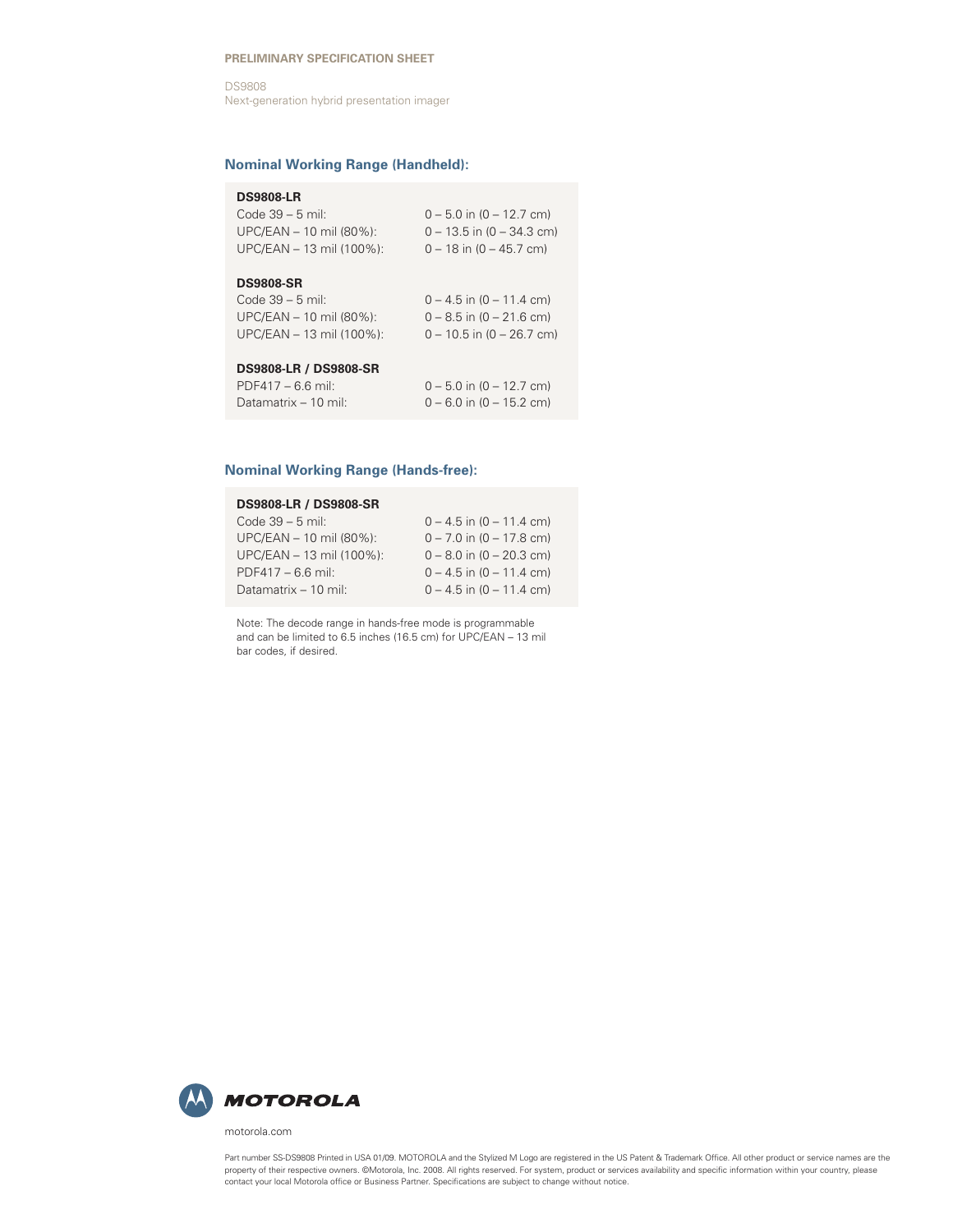PRELIMINARY SPECIFICATION SHEET

DS9808
Next-generation hybrid presentation imager

## Nominal Working Range (Handheld):

| | |
|---|---|
| **DS9808-LR** | |
| Code 39 – 5 mil: | 0 – 5.0 in (0 – 12.7 cm) |
| UPC/EAN – 10 mil (80%): | 0 – 13.5 in (0 – 34.3 cm) |
| UPC/EAN – 13 mil (100%): | 0 – 18 in (0 – 45.7 cm) |
| **DS9808-SR** | |
| Code 39 – 5 mil: | 0 – 4.5 in (0 – 11.4 cm) |
| UPC/EAN – 10 mil (80%): | 0 – 8.5 in (0 – 21.6 cm) |
| UPC/EAN – 13 mil (100%): | 0 – 10.5 in (0 – 26.7 cm) |
| **DS9808-LR / DS9808-SR** | |
| PDF417 – 6.6 mil: | 0 – 5.0 in (0 – 12.7 cm) |
| Datamatrix – 10 mil: | 0 – 6.0 in (0 – 15.2 cm) |

## Nominal Working Range (Hands-free):

| | |
|---|---|
| **DS9808-LR / DS9808-SR** | |
| Code 39 – 5 mil: | 0 – 4.5 in (0 – 11.4 cm) |
| UPC/EAN – 10 mil (80%): | 0 – 7.0 in (0 – 17.8 cm) |
| UPC/EAN – 13 mil (100%): | 0 – 8.0 in (0 – 20.3 cm) |
| PDF417 – 6.6 mil: | 0 – 4.5 in (0 – 11.4 cm) |
| Datamatrix – 10 mil: | 0 – 4.5 in (0 – 11.4 cm) |

Note: The decode range in hands-free mode is programmable and can be limited to 6.5 inches (16.5 cm) for UPC/EAN – 13 mil bar codes, if desired.

MOTOROLA

motorola.com

Part number SS-DS9808 Printed in USA 01/09. MOTOROLA and the Stylized M Logo are registered in the US Patent & Trademark Office. All other product or service names are the property of their respective owners. ©Motorola, Inc. 2008. All rights reserved. For system, product or services availability and specific information within your country, please contact your local Motorola office or Business Partner. Specifications are subject to change without notice.